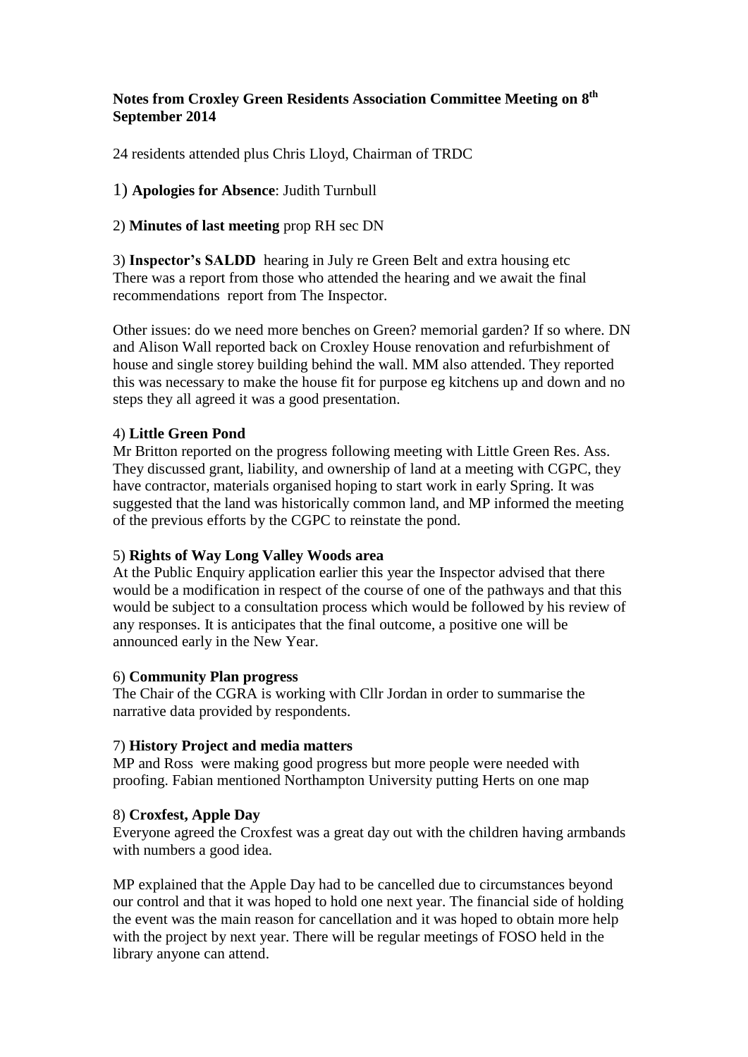**Notes from Croxley Green Residents Association Committee Meeting on 8th September 2014**

24 residents attended plus Chris Lloyd, Chairman of TRDC

1) **Apologies for Absence**: Judith Turnbull

2) **Minutes of last meeting** prop RH sec DN

3) **Inspector's SALDD** hearing in July re Green Belt and extra housing etc
There was a report from those who attended the hearing and we await the final recommendations report from The Inspector.

Other issues: do we need more benches on Green? memorial garden? If so where. DN and Alison Wall reported back on Croxley House renovation and refurbishment of house and single storey building behind the wall. MM also attended. They reported this was necessary to make the house fit for purpose eg kitchens up and down and no steps they all agreed it was a good presentation.

4) **Little Green Pond**
Mr Britton reported on the progress following meeting with Little Green Res. Ass. They discussed grant, liability, and ownership of land at a meeting with CGPC, they have contractor, materials organised hoping to start work in early Spring. It was suggested that the land was historically common land, and MP informed the meeting of the previous efforts by the CGPC to reinstate the pond.

5) **Rights of Way Long Valley Woods area**
At the Public Enquiry application earlier this year the Inspector advised that there would be a modification in respect of the course of one of the pathways and that this would be subject to a consultation process which would be followed by his review of any responses. It is anticipates that the final outcome, a positive one will be announced early in the New Year.

6) **Community Plan progress**
The Chair of the CGRA is working with Cllr Jordan in order to summarise the narrative data provided by respondents.

7) **History Project and media matters**
MP and Ross were making good progress but more people were needed with proofing. Fabian mentioned Northampton University putting Herts on one map

8) **Croxfest, Apple Day**
Everyone agreed the Croxfest was a great day out with the children having armbands with numbers a good idea.

MP explained that the Apple Day had to be cancelled due to circumstances beyond our control and that it was hoped to hold one next year. The financial side of holding the event was the main reason for cancellation and it was hoped to obtain more help with the project by next year. There will be regular meetings of FOSO held in the library anyone can attend.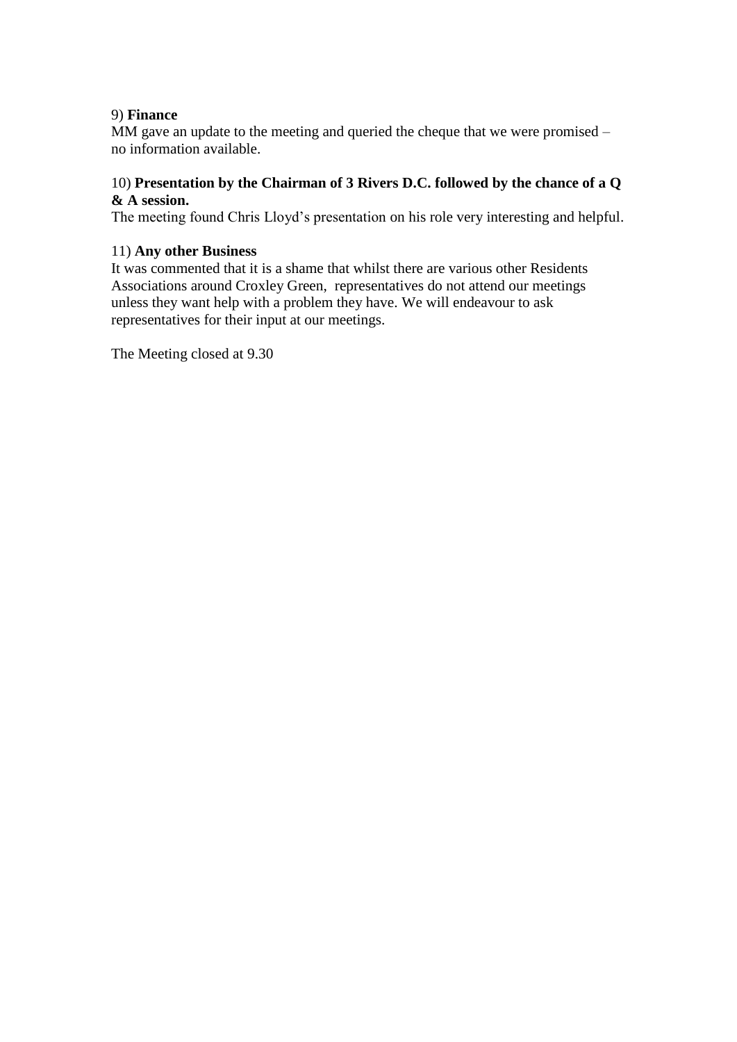9) **Finance**

MM gave an update to the meeting and queried the cheque that we were promised – no information available.

10) **Presentation by the Chairman of 3 Rivers D.C. followed by the chance of a Q & A session.**

The meeting found Chris Lloyd's presentation on his role very interesting and helpful.

11) **Any other Business**

It was commented that it is a shame that whilst there are various other Residents Associations around Croxley Green, representatives do not attend our meetings unless they want help with a problem they have. We will endeavour to ask representatives for their input at our meetings.

The Meeting closed at 9.30